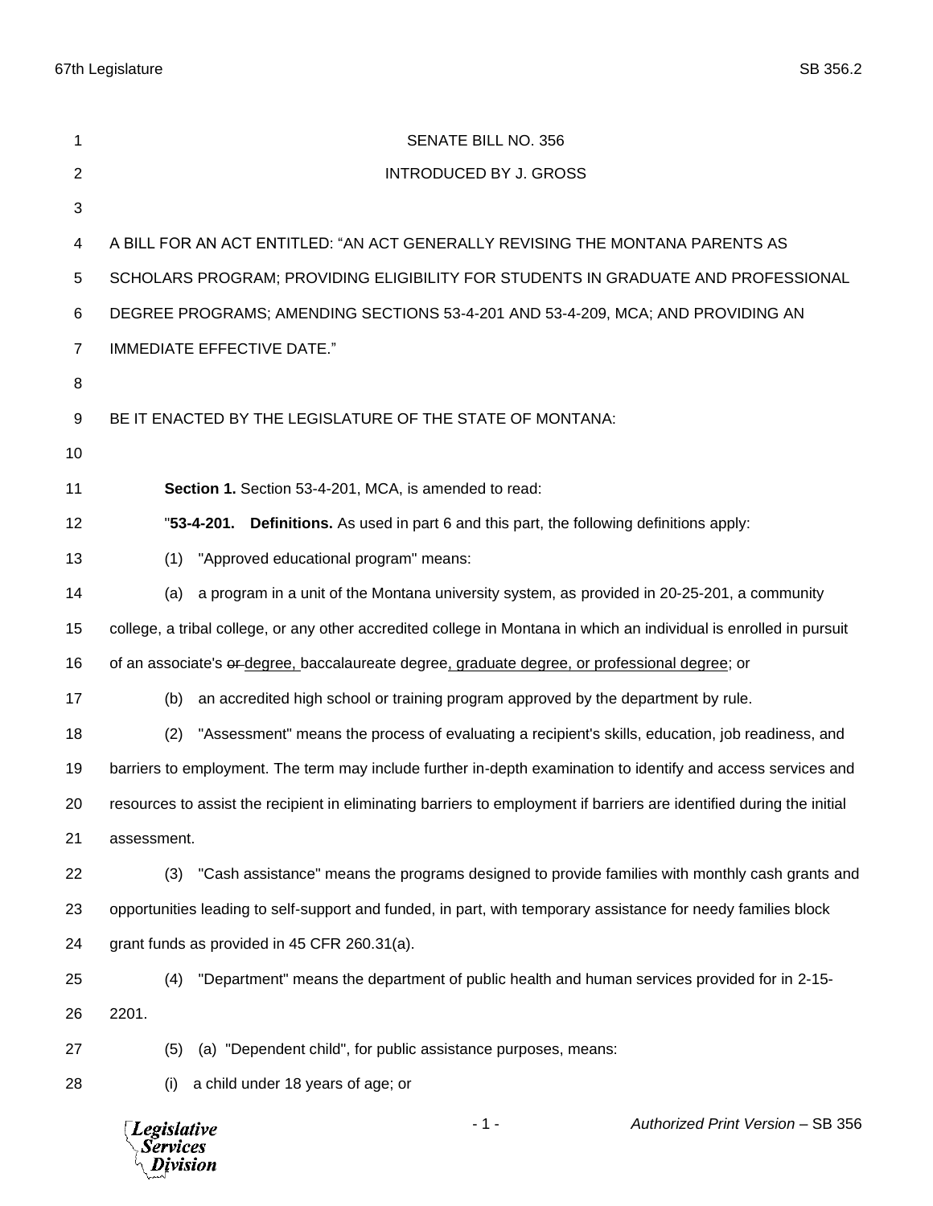SENATE BILL NO. 356

INTRODUCED BY J. GROSS

A BILL FOR AN ACT ENTITLED: "AN ACT GENERALLY REVISING THE MONTANA PARENTS AS SCHOLARS PROGRAM; PROVIDING ELIGIBILITY FOR STUDENTS IN GRADUATE AND PROFESSIONAL DEGREE PROGRAMS; AMENDING SECTIONS 53-4-201 AND 53-4-209, MCA; AND PROVIDING AN IMMEDIATE EFFECTIVE DATE."

BE IT ENACTED BY THE LEGISLATURE OF THE STATE OF MONTANA:

**Section 1.** Section 53-4-201, MCA, is amended to read:

"**53-4-201. Definitions.** As used in part 6 and this part, the following definitions apply:

(1) "Approved educational program" means:

(a) a program in a unit of the Montana university system, as provided in 20-25-201, a community college, a tribal college, or any other accredited college in Montana in which an individual is enrolled in pursuit of an associate's ~~or~~ <u>degree,</u> baccalaureate degree<u>, graduate degree, or professional degree</u>; or

(b) an accredited high school or training program approved by the department by rule.

(2) "Assessment" means the process of evaluating a recipient's skills, education, job readiness, and barriers to employment. The term may include further in-depth examination to identify and access services and resources to assist the recipient in eliminating barriers to employment if barriers are identified during the initial assessment.

(3) "Cash assistance" means the programs designed to provide families with monthly cash grants and opportunities leading to self-support and funded, in part, with temporary assistance for needy families block grant funds as provided in 45 CFR 260.31(a).

(4) "Department" means the department of public health and human services provided for in 2-15-2201.

(5) (a) "Dependent child", for public assistance purposes, means:

(i) a child under 18 years of age; or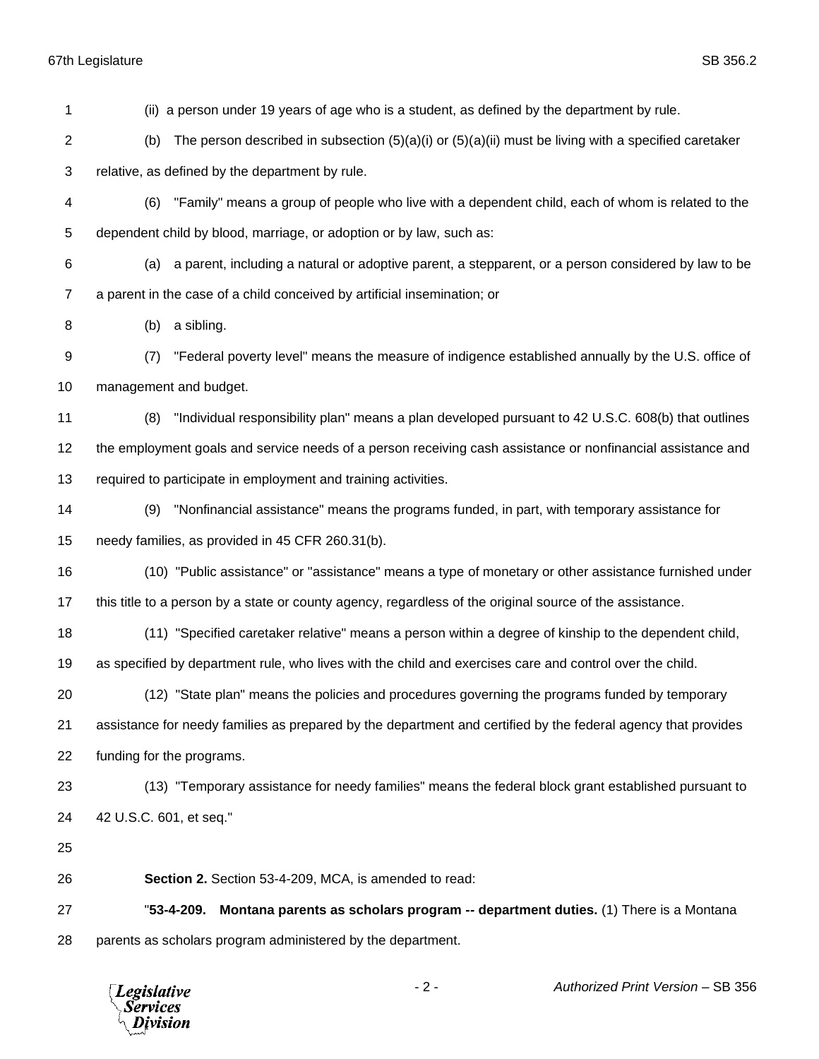(ii) a person under 19 years of age who is a student, as defined by the department by rule.

(b) The person described in subsection (5)(a)(i) or (5)(a)(ii) must be living with a specified caretaker relative, as defined by the department by rule.

(6) "Family" means a group of people who live with a dependent child, each of whom is related to the dependent child by blood, marriage, or adoption or by law, such as:

(a) a parent, including a natural or adoptive parent, a stepparent, or a person considered by law to be a parent in the case of a child conceived by artificial insemination; or

(b) a sibling.

(7) "Federal poverty level" means the measure of indigence established annually by the U.S. office of management and budget.

(8) "Individual responsibility plan" means a plan developed pursuant to 42 U.S.C. 608(b) that outlines the employment goals and service needs of a person receiving cash assistance or nonfinancial assistance and required to participate in employment and training activities.

(9) "Nonfinancial assistance" means the programs funded, in part, with temporary assistance for needy families, as provided in 45 CFR 260.31(b).

(10) "Public assistance" or "assistance" means a type of monetary or other assistance furnished under this title to a person by a state or county agency, regardless of the original source of the assistance.

(11) "Specified caretaker relative" means a person within a degree of kinship to the dependent child, as specified by department rule, who lives with the child and exercises care and control over the child.

(12) "State plan" means the policies and procedures governing the programs funded by temporary assistance for needy families as prepared by the department and certified by the federal agency that provides funding for the programs.

(13) "Temporary assistance for needy families" means the federal block grant established pursuant to 42 U.S.C. 601, et seq."

**Section 2.** Section 53-4-209, MCA, is amended to read:

"**53-4-209. Montana parents as scholars program -- department duties.** (1) There is a Montana parents as scholars program administered by the department.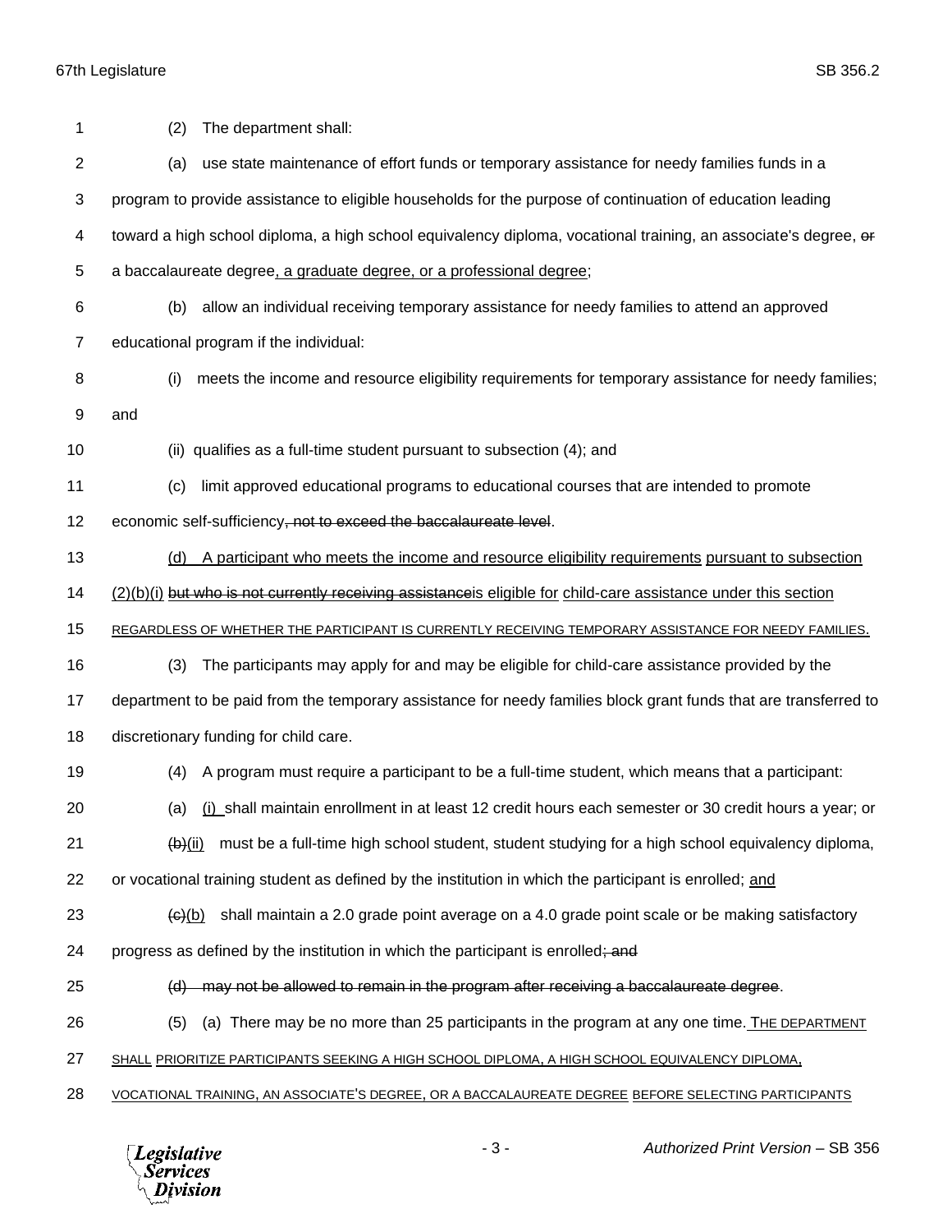(2) The department shall:

(a) use state maintenance of effort funds or temporary assistance for needy families funds in a program to provide assistance to eligible households for the purpose of continuation of education leading toward a high school diploma, a high school equivalency diploma, vocational training, an associate's degree, ~~or~~ a baccalaureate degree, a graduate degree, or a professional degree;

(b) allow an individual receiving temporary assistance for needy families to attend an approved educational program if the individual:

(i) meets the income and resource eligibility requirements for temporary assistance for needy families; and

(ii) qualifies as a full-time student pursuant to subsection (4); and

(c) limit approved educational programs to educational courses that are intended to promote economic self-sufficiency~~, not to exceed the baccalaureate level~~.

(d) A participant who meets the income and resource eligibility requirements pursuant to subsection (2)(b)(i) ~~but who is not currently receiving assistance~~is eligible for child-care assistance under this section REGARDLESS OF WHETHER THE PARTICIPANT IS CURRENTLY RECEIVING TEMPORARY ASSISTANCE FOR NEEDY FAMILIES.

(3) The participants may apply for and may be eligible for child-care assistance provided by the department to be paid from the temporary assistance for needy families block grant funds that are transferred to discretionary funding for child care.

(4) A program must require a participant to be a full-time student, which means that a participant:

(a) (i) shall maintain enrollment in at least 12 credit hours each semester or 30 credit hours a year; or

~~(b)~~(ii) must be a full-time high school student, student studying for a high school equivalency diploma, or vocational training student as defined by the institution in which the participant is enrolled; and

~~(c)~~(b) shall maintain a 2.0 grade point average on a 4.0 grade point scale or be making satisfactory progress as defined by the institution in which the participant is enrolled~~; and~~

~~(d) may not be allowed to remain in the program after receiving a baccalaureate degree~~.

(5) (a) There may be no more than 25 participants in the program at any one time. THE DEPARTMENT SHALL PRIORITIZE PARTICIPANTS SEEKING A HIGH SCHOOL DIPLOMA, A HIGH SCHOOL EQUIVALENCY DIPLOMA, VOCATIONAL TRAINING, AN ASSOCIATE'S DEGREE, OR A BACCALAUREATE DEGREE BEFORE SELECTING PARTICIPANTS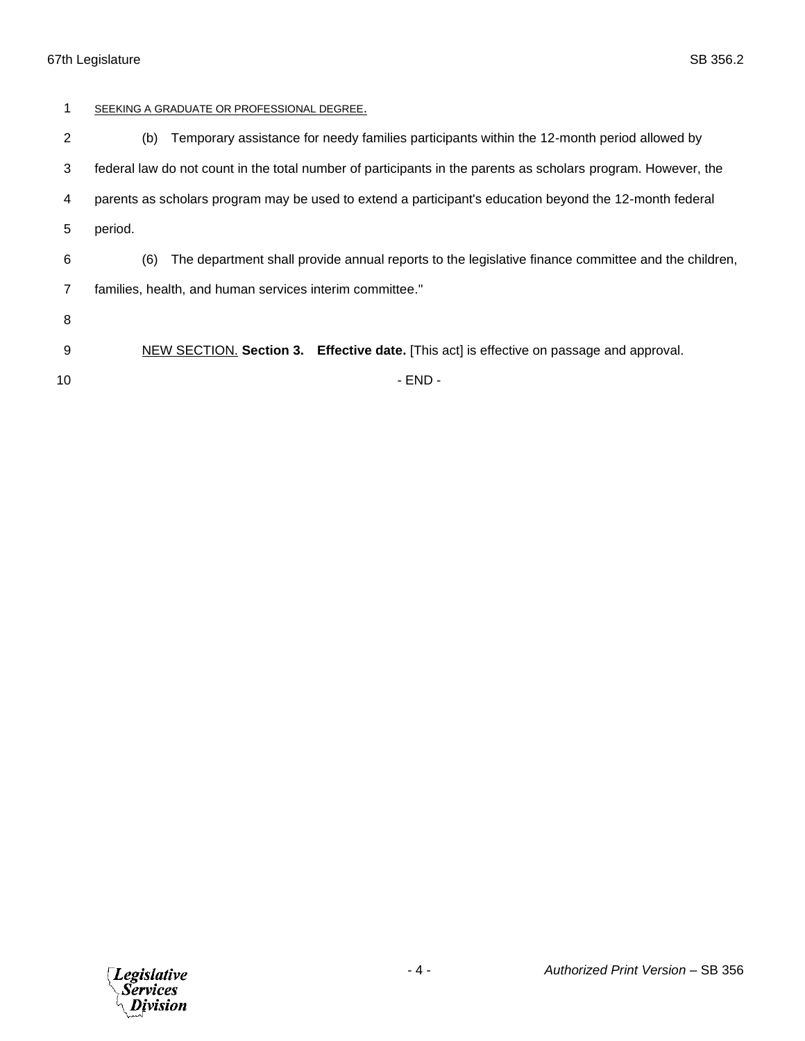SEEKING A GRADUATE OR PROFESSIONAL DEGREE.

(b) Temporary assistance for needy families participants within the 12-month period allowed by federal law do not count in the total number of participants in the parents as scholars program. However, the parents as scholars program may be used to extend a participant's education beyond the 12-month federal period.

(6) The department shall provide annual reports to the legislative finance committee and the children, families, health, and human services interim committee."

NEW SECTION. **Section 3. Effective date.** [This act] is effective on passage and approval.

\- END -